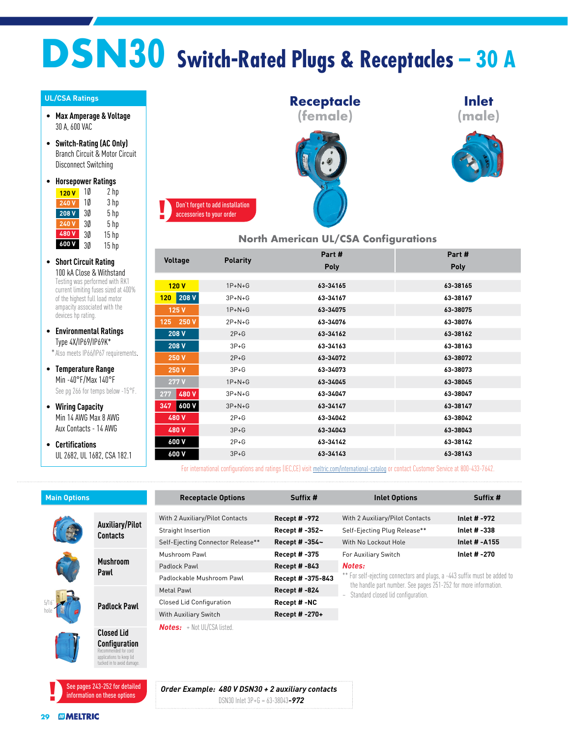# DSN30 Switch-Rated Plugs & Receptacles – 30 A

## UL/CSA Ratings

- **Max Amperage & Voltage**
  30 A, 600 VAC
- **Switch-Rating (AC Only)**
  Branch Circuit & Motor Circuit Disconnect Switching
- **Horsepower Ratings**

| | | |
|---|---|---|
| 120 V | 1Ø | 2 hp |
| 240 V | 1Ø | 3 hp |
| 208 V | 3Ø | 5 hp |
| 240 V | 3Ø | 5 hp |
| 480 V | 3Ø | 15 hp |
| 600 V | 3Ø | 15 hp |

- **Short Circuit Rating**
  100 kA Close & Withstand
  Testing was performed with RK1 current limiting fuses sized at 400% of the highest full load motor ampacity associated with the devices hp rating.
- **Environmental Ratings**
  Type 4X/IP69/IP69K*
  * Also meets IP66/IP67 requirements.
- **Temperature Range**
  Min -40°F/Max 140°F
  See pg 266 for temps below -15°F.
- **Wiring Capacity**
  Min 14 AWG Max 8 AWG
  Aux Contacts - 14 AWG
- **Certifications**
  UL 2682, UL 1682, CSA 182.1

**Receptacle (female)** | **Inlet (male)**

Don't forget to add installation accessories to your order

## North American UL/CSA Configurations

| Voltage | Polarity | Part # Receptacle Poly | Part # Inlet Poly |
|---|---|---|---|
| 120 V | 1P+N+G | 63-34165 | 63-38165 |
| 120 / 208 V | 3P+N+G | 63-34167 | 63-38167 |
| 125 V | 1P+N+G | 63-34075 | 63-38075 |
| 125 / 250 V | 2P+N+G | 63-34076 | 63-38076 |
| 208 V | 2P+G | 63-34162 | 63-38162 |
| 208 V | 3P+G | 63-34163 | 63-38163 |
| 250 V | 2P+G | 63-34072 | 63-38072 |
| 250 V | 3P+G | 63-34073 | 63-38073 |
| 277 V | 1P+N+G | 63-34045 | 63-38045 |
| 277 / 480 V | 3P+N+G | 63-34047 | 63-38047 |
| 347 / 600 V | 3P+N+G | 63-34147 | 63-38147 |
| 480 V | 2P+G | 63-34042 | 63-38042 |
| 480 V | 3P+G | 63-34043 | 63-38043 |
| 600 V | 2P+G | 63-34142 | 63-38142 |
| 600 V | 3P+G | 63-34143 | 63-38143 |

For international configurations and ratings (IEC,CE) visit meltric.com/international-catalog or contact Customer Service at 800-433-7642.

## Main Options

- Auxiliary/Pilot Contacts
- Mushroom Pawl
- Padlock Pawl (5/16" hole)
- Closed Lid Configuration — Recommended for cord applications to keep lid tucked in to avoid damage.

| Receptacle Options | Suffix # |
|---|---|
| With 2 Auxiliary/Pilot Contacts | Recept # -972 |
| Straight Insertion | Recept # -352~ |
| Self-Ejecting Connector Release** | Recept # -354~ |
| Mushroom Pawl | Recept # -375 |
| Padlock Pawl | Recept # -843 |
| Padlockable Mushroom Pawl | Recept # -375-843 |
| Metal Pawl | Recept # -824 |
| Closed Lid Configuration | Recept # -NC |
| With Auxiliary Switch | Recept # -270+ |

***Notes:*** + Not UL/CSA listed.

| Inlet Options | Suffix # |
|---|---|
| With 2 Auxiliary/Pilot Contacts | Inlet # -972 |
| Self-Ejecting Plug Release** | Inlet # -338 |
| With No Lockout Hole | Inlet # -A155 |
| For Auxiliary Switch | Inlet # -270 |

***Notes:***
** For self-ejecting connectors and plugs, a -443 suffix must be added to the handle part number. See pages 251-252 for more information.
~ Standard closed lid configuration.

See pages 243-252 for detailed information on these options

***Order Example: 480 V DSN30 + 2 auxiliary contacts***
DSN30 Inlet 3P+G = 63-38043***-972***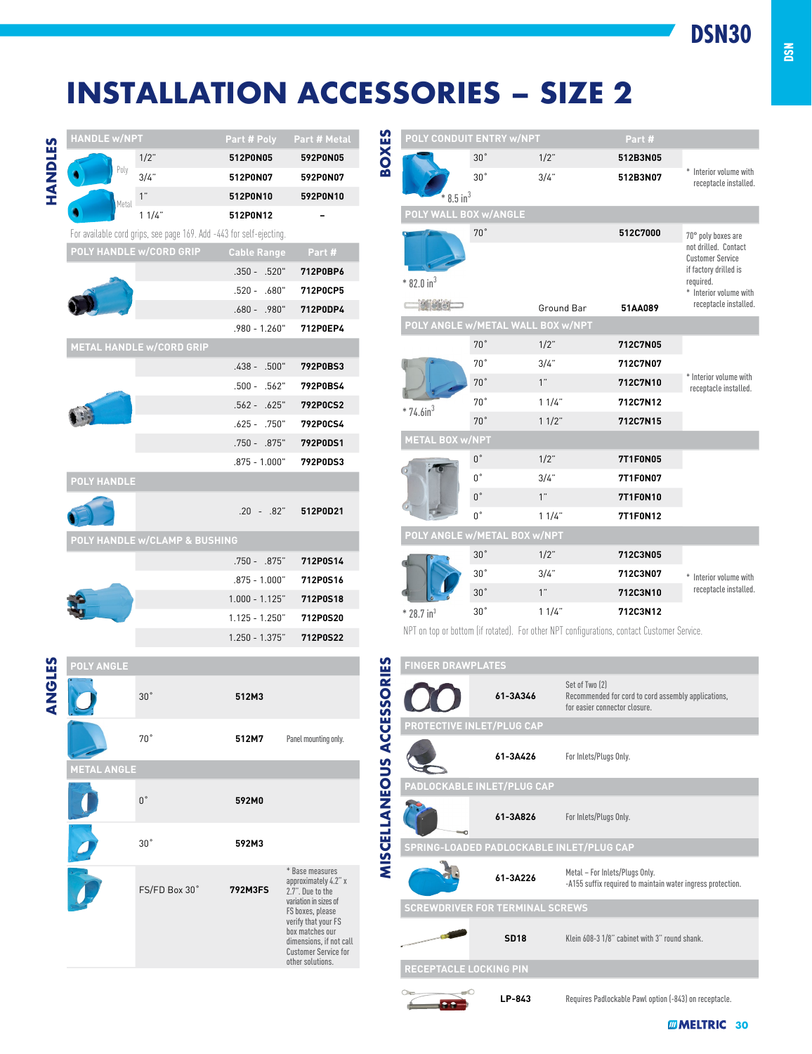# INSTALLATION ACCESSORIES – SIZE 2

## HANDLES

| HANDLE w/NPT | | Part # Poly | Part # Metal |
|---|---|---|---|
| Poly | 1/2" | 512P0N05 | 592P0N05 |
| | 3/4" | 512P0N07 | 592P0N07 |
| Metal | 1" | 512P0N10 | 592P0N10 |
| | 1 1/4" | 512P0N12 | – |

For available cord grips, see page 169. Add -443 for self-ejecting.

| POLY HANDLE w/CORD GRIP | Cable Range | Part # |
|---|---|---|
| | .350 - .520" | 712P0BP6 |
| | .520 - .680" | 712P0CP5 |
| | .680 - .980" | 712P0DP4 |
| | .980 - 1.260" | 712P0EP4 |

| METAL HANDLE w/CORD GRIP | Cable Range | Part # |
|---|---|---|
| | .438 - .500" | 792P0BS3 |
| | .500 - .562" | 792P0BS4 |
| | .562 - .625" | 792P0CS2 |
| | .625 - .750" | 792P0CS4 |
| | .750 - .875" | 792P0DS1 |
| | .875 - 1.000" | 792P0DS3 |

| POLY HANDLE | Cable Range | Part # |
|---|---|---|
| | .20 - .82" | 512P0D21 |

| POLY HANDLE w/CLAMP & BUSHING | Cable Range | Part # |
|---|---|---|
| | .750 - .875" | 712P0S14 |
| | .875 - 1.000" | 712P0S16 |
| | 1.000 - 1.125" | 712P0S18 |
| | 1.125 - 1.250" | 712P0S20 |
| | 1.250 - 1.375" | 712P0S22 |

## ANGLES

| POLY ANGLE | | |
|---|---|---|
| 30˚ | 512M3 | |
| 70˚ | 512M7 | Panel mounting only. |

| METAL ANGLE | | |
|---|---|---|
| 0˚ | 592M0 | |
| 30˚ | 592M3 | |
| FS/FD Box 30˚ | 792M3FS | * Base measures approximately 4.2" x 2.7". Due to the variation in sizes of FS boxes, please verify that your FS box matches our dimensions, if not call Customer Service for other solutions. |

## BOXES

| POLY CONDUIT ENTRY w/NPT | | Part # | |
|---|---|---|---|
| 30˚ | 1/2" | 512B3N05 | * Interior volume with receptacle installed. |
| 30˚ | 3/4" | 512B3N07 | |

* 8.5 in³

| POLY WALL BOX w/ANGLE | | Part # | |
|---|---|---|---|
| 70˚ | | 512C7000 | 70° poly boxes are not drilled. Contact Customer Service if factory drilled is required. * Interior volume with receptacle installed. |
| | Ground Bar | 51AA089 | |

* 82.0 in³

| POLY ANGLE w/METAL WALL BOX w/NPT | | Part # | |
|---|---|---|---|
| 70˚ | 1/2" | 712C7N05 | * Interior volume with receptacle installed. |
| 70˚ | 3/4" | 712C7N07 | |
| 70˚ | 1" | 712C7N10 | |
| 70˚ | 1 1/4" | 712C7N12 | |
| 70˚ | 1 1/2" | 712C7N15 | |

* 74.6in³

| METAL BOX w/NPT | | Part # |
|---|---|---|
| 0˚ | 1/2" | 7T1F0N05 |
| 0˚ | 3/4" | 7T1F0N07 |
| 0˚ | 1" | 7T1F0N10 |
| 0˚ | 1 1/4" | 7T1F0N12 |

| POLY ANGLE w/METAL BOX w/NPT | | Part # | |
|---|---|---|---|
| 30˚ | 1/2" | 712C3N05 | * Interior volume with receptacle installed. |
| 30˚ | 3/4" | 712C3N07 | |
| 30˚ | 1" | 712C3N10 | |
| 30˚ | 1 1/4" | 712C3N12 | |

* 28.7 in³

NPT on top or bottom (if rotated). For other NPT configurations, contact Customer Service.

## MISCELLANEOUS ACCESSORIES

| Item | Part # | Description |
|---|---|---|
| FINGER DRAWPLATES | 61-3A346 | Set of Two (2) Recommended for cord to cord assembly applications, for easier connector closure. |
| PROTECTIVE INLET/PLUG CAP | 61-3A426 | For Inlets/Plugs Only. |
| PADLOCKABLE INLET/PLUG CAP | 61-3A826 | For Inlets/Plugs Only. |
| SPRING-LOADED PADLOCKABLE INLET/PLUG CAP | 61-3A226 | Metal – For Inlets/Plugs Only. -A155 suffix required to maintain water ingress protection. |
| SCREWDRIVER FOR TERMINAL SCREWS | SD18 | Klein 608-3 1/8" cabinet with 3" round shank. |
| RECEPTACLE LOCKING PIN | LP-843 | Requires Padlockable Pawl option (-843) on receptacle. |